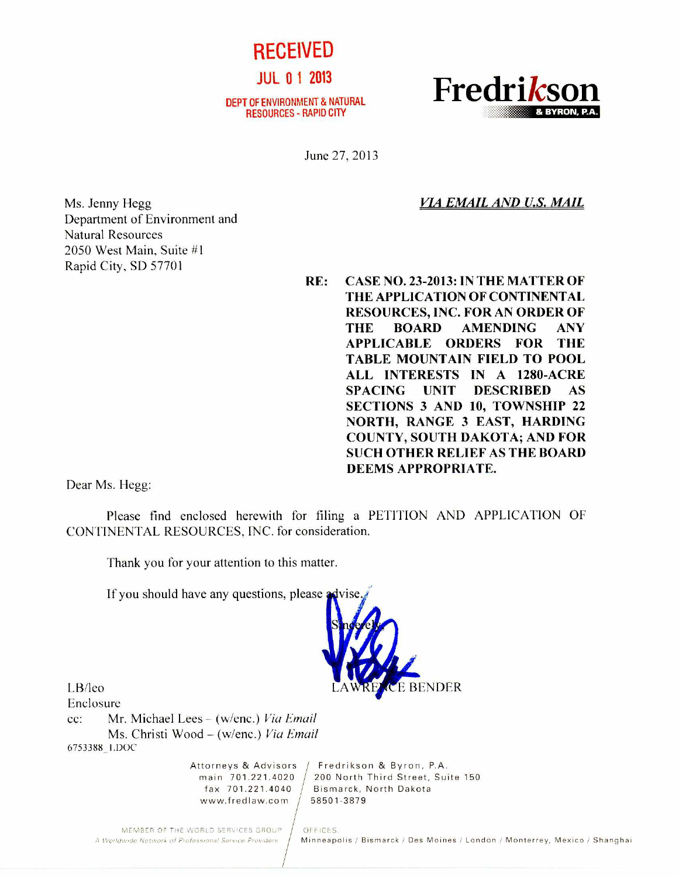RECEIVED

JUL 01 2013

DEPT OF ENVIRONMENT & NATURAL RESOURCES - RAPID CITY

**Fredrikson & BYRON, P.A.**

June 27, 2013

Ms. Jenny Hegg
Department of Environment and
Natural Resources
2050 West Main, Suite #1
Rapid City, SD 57701

***VIA EMAIL AND U.S. MAIL***

**RE: CASE NO. 23-2013: IN THE MATTER OF THE APPLICATION OF CONTINENTAL RESOURCES, INC. FOR AN ORDER OF THE BOARD AMENDING ANY APPLICABLE ORDERS FOR THE TABLE MOUNTAIN FIELD TO POOL ALL INTERESTS IN A 1280-ACRE SPACING UNIT DESCRIBED AS SECTIONS 3 AND 10, TOWNSHIP 22 NORTH, RANGE 3 EAST, HARDING COUNTY, SOUTH DAKOTA; AND FOR SUCH OTHER RELIEF AS THE BOARD DEEMS APPROPRIATE.**

Dear Ms. Hegg:

Please find enclosed herewith for filing a PETITION AND APPLICATION OF CONTINENTAL RESOURCES, INC. for consideration.

Thank you for your attention to this matter.

If you should have any questions, please advise.

Sincerely,

LAWRENCE BENDER

LB/leo
Enclosure
cc: Mr. Michael Lees – (w/enc.) *Via Email*
Ms. Christi Wood – (w/enc.) *Via Email*

6753388_1.DOC

Attorneys & Advisors
main 701.221.4020
fax 701.221.4040
www.fredlaw.com

Fredrikson & Byron, P.A.
200 North Third Street, Suite 150
Bismarck, North Dakota
58501-3879

MEMBER OF THE WORLD SERVICES GROUP
*A Worldwide Network of Professional Service Providers*

OFFICES:
Minneapolis / Bismarck / Des Moines / London / Monterrey, Mexico / Shanghai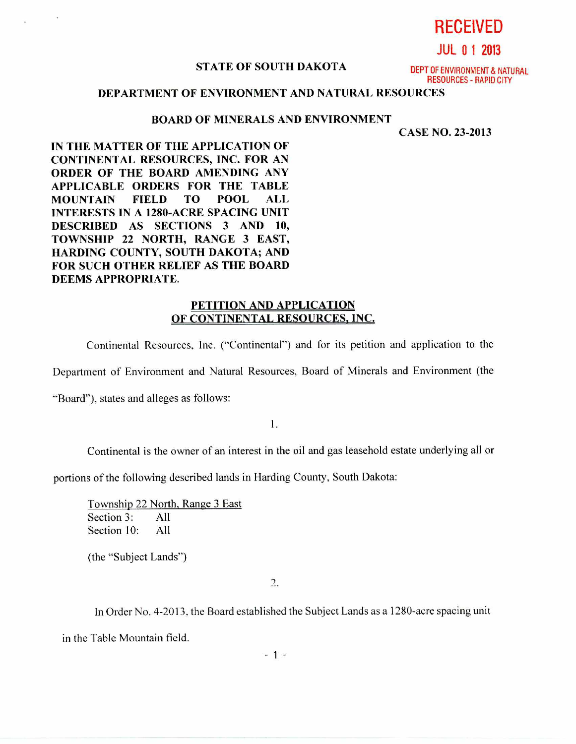RECEIVED

JUL 0 1 2013

DEPT OF ENVIRONMENT & NATURAL RESOURCES - RAPID CITY

**STATE OF SOUTH DAKOTA**

**DEPARTMENT OF ENVIRONMENT AND NATURAL RESOURCES**

**BOARD OF MINERALS AND ENVIRONMENT**

**CASE NO. 23-2013**

**IN THE MATTER OF THE APPLICATION OF CONTINENTAL RESOURCES, INC. FOR AN ORDER OF THE BOARD AMENDING ANY APPLICABLE ORDERS FOR THE TABLE MOUNTAIN FIELD TO POOL ALL INTERESTS IN A 1280-ACRE SPACING UNIT DESCRIBED AS SECTIONS 3 AND 10, TOWNSHIP 22 NORTH, RANGE 3 EAST, HARDING COUNTY, SOUTH DAKOTA; AND FOR SUCH OTHER RELIEF AS THE BOARD DEEMS APPROPRIATE.**

## PETITION AND APPLICATION OF CONTINENTAL RESOURCES, INC.

Continental Resources, Inc. ("Continental") and for its petition and application to the Department of Environment and Natural Resources, Board of Minerals and Environment (the "Board"), states and alleges as follows:

1.

Continental is the owner of an interest in the oil and gas leasehold estate underlying all or portions of the following described lands in Harding County, South Dakota:

Township 22 North, Range 3 East
Section 3: All
Section 10: All

(the "Subject Lands")

2.

In Order No. 4-2013, the Board established the Subject Lands as a 1280-acre spacing unit in the Table Mountain field.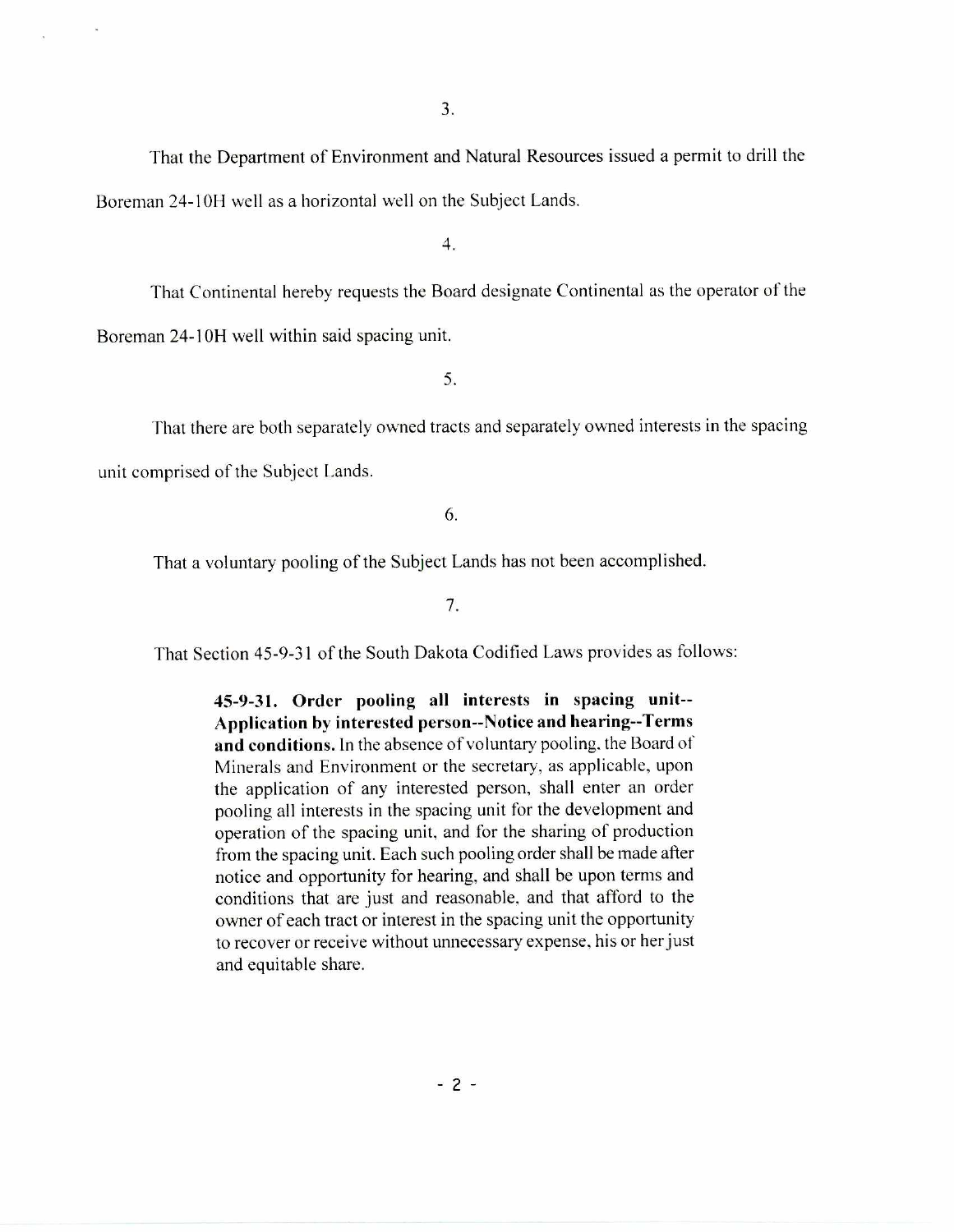3.

That the Department of Environment and Natural Resources issued a permit to drill the Boreman 24-10H well as a horizontal well on the Subject Lands.

4.

That Continental hereby requests the Board designate Continental as the operator of the Boreman 24-10H well within said spacing unit.

5.

That there are both separately owned tracts and separately owned interests in the spacing unit comprised of the Subject Lands.

6.

That a voluntary pooling of the Subject Lands has not been accomplished.

7.

That Section 45-9-31 of the South Dakota Codified Laws provides as follows:

> **45-9-31. Order pooling all interests in spacing unit--Application by interested person--Notice and hearing--Terms and conditions.** In the absence of voluntary pooling, the Board of Minerals and Environment or the secretary, as applicable, upon the application of any interested person, shall enter an order pooling all interests in the spacing unit for the development and operation of the spacing unit, and for the sharing of production from the spacing unit. Each such pooling order shall be made after notice and opportunity for hearing, and shall be upon terms and conditions that are just and reasonable, and that afford to the owner of each tract or interest in the spacing unit the opportunity to recover or receive without unnecessary expense, his or her just and equitable share.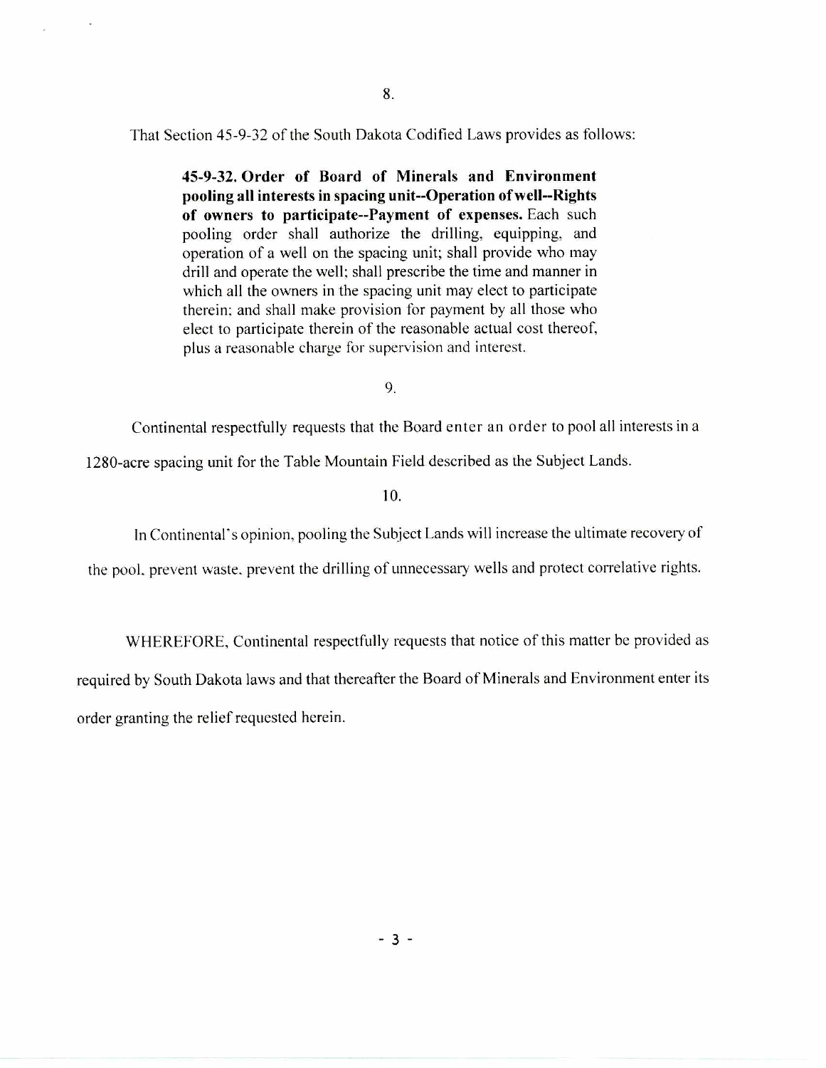8.

That Section 45-9-32 of the South Dakota Codified Laws provides as follows:

> **45-9-32. Order of Board of Minerals and Environment pooling all interests in spacing unit--Operation of well--Rights of owners to participate--Payment of expenses.** Each such pooling order shall authorize the drilling, equipping, and operation of a well on the spacing unit; shall provide who may drill and operate the well; shall prescribe the time and manner in which all the owners in the spacing unit may elect to participate therein; and shall make provision for payment by all those who elect to participate therein of the reasonable actual cost thereof, plus a reasonable charge for supervision and interest.

9.

Continental respectfully requests that the Board enter an order to pool all interests in a 1280-acre spacing unit for the Table Mountain Field described as the Subject Lands.

10.

In Continental's opinion, pooling the Subject Lands will increase the ultimate recovery of the pool, prevent waste, prevent the drilling of unnecessary wells and protect correlative rights.

WHEREFORE, Continental respectfully requests that notice of this matter be provided as required by South Dakota laws and that thereafter the Board of Minerals and Environment enter its order granting the relief requested herein.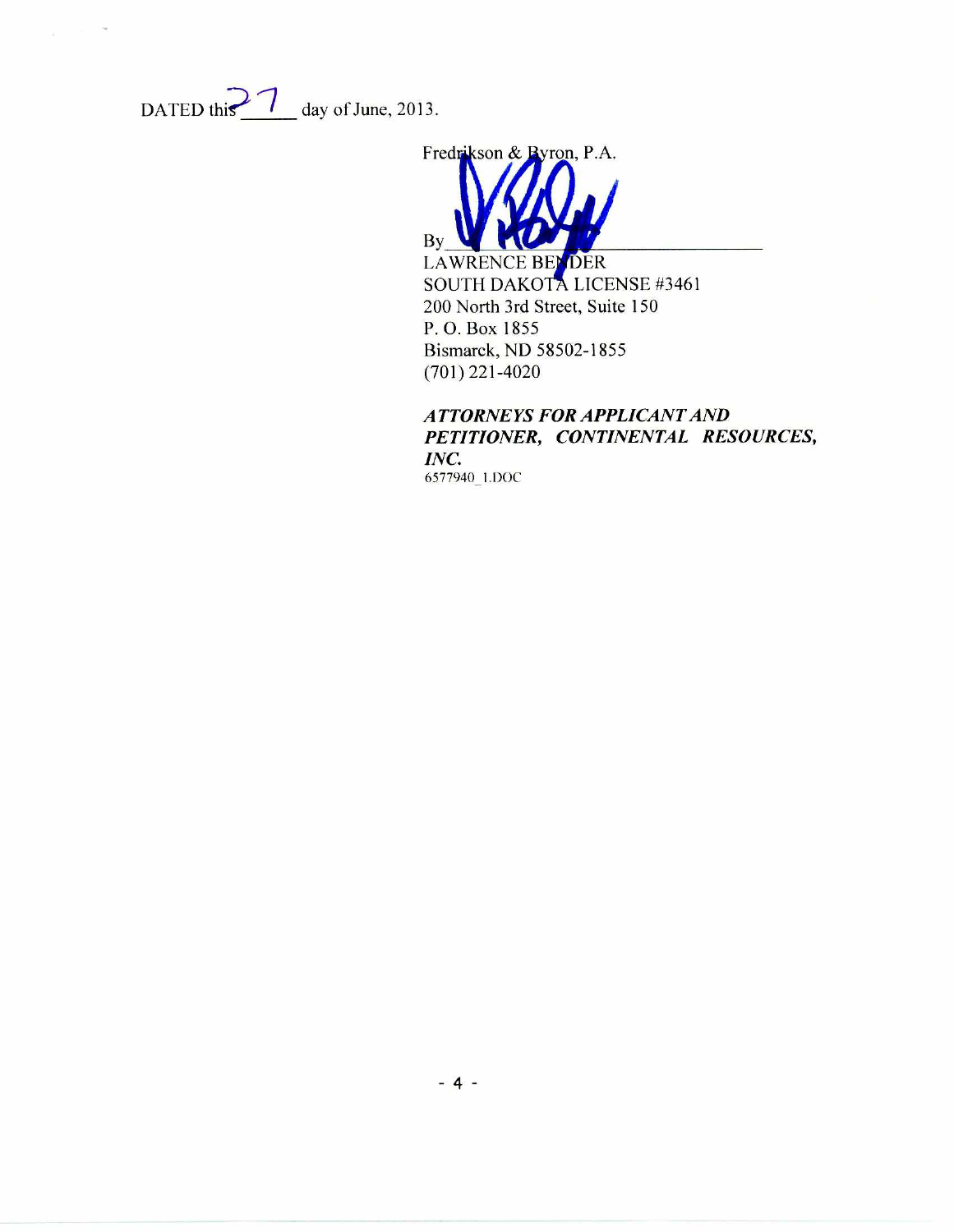DATED this 27 day of June, 2013.

Fredrikson & Byron, P.A.

By ______________________________
LAWRENCE BENDER
SOUTH DAKOTA LICENSE #3461
200 North 3rd Street, Suite 150
P. O. Box 1855
Bismarck, ND 58502-1855
(701) 221-4020

***ATTORNEYS FOR APPLICANT AND PETITIONER, CONTINENTAL RESOURCES, INC.***

6577940_1.DOC